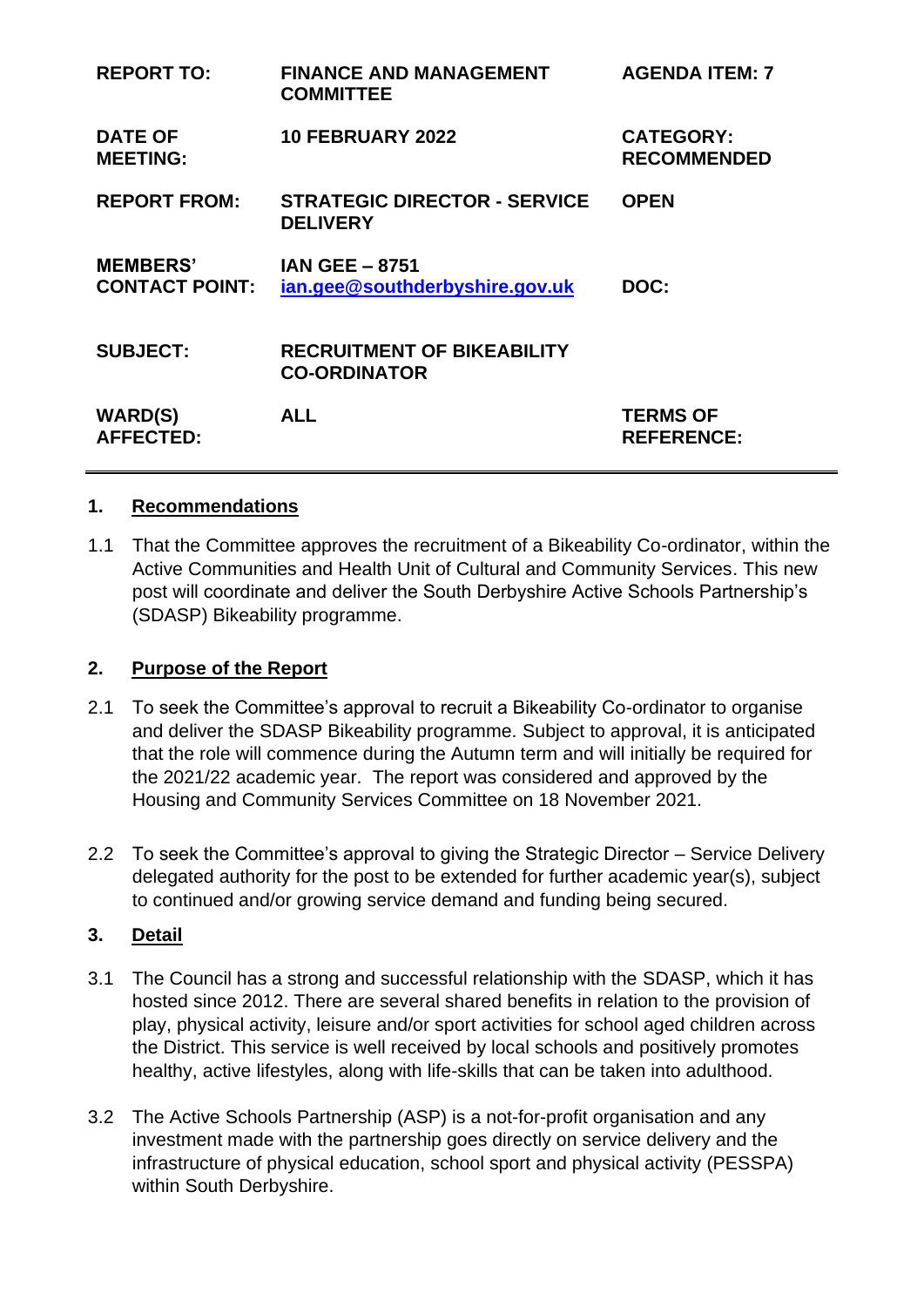| | | |
|---|---|---|
| **REPORT TO:** | **FINANCE AND MANAGEMENT COMMITTEE** | **AGENDA ITEM: 7** |
| **DATE OF MEETING:** | **10 FEBRUARY 2022** | **CATEGORY: RECOMMENDED** |
| **REPORT FROM:** | **STRATEGIC DIRECTOR - SERVICE DELIVERY** | **OPEN** |
| **MEMBERS' CONTACT POINT:** | **IAN GEE – 8751** [ian.gee@southderbyshire.gov.uk](mailto:ian.gee@southderbyshire.gov.uk) | **DOC:** |
| **SUBJECT:** | **RECRUITMENT OF BIKEABILITY CO-ORDINATOR** | |
| **WARD(S) AFFECTED:** | **ALL** | **TERMS OF REFERENCE:** |

## 1. Recommendations

1.1 That the Committee approves the recruitment of a Bikeability Co-ordinator, within the Active Communities and Health Unit of Cultural and Community Services. This new post will coordinate and deliver the South Derbyshire Active Schools Partnership's (SDASP) Bikeability programme.

## 2. Purpose of the Report

2.1 To seek the Committee's approval to recruit a Bikeability Co-ordinator to organise and deliver the SDASP Bikeability programme. Subject to approval, it is anticipated that the role will commence during the Autumn term and will initially be required for the 2021/22 academic year. The report was considered and approved by the Housing and Community Services Committee on 18 November 2021.

2.2 To seek the Committee's approval to giving the Strategic Director – Service Delivery delegated authority for the post to be extended for further academic year(s), subject to continued and/or growing service demand and funding being secured.

## 3. Detail

3.1 The Council has a strong and successful relationship with the SDASP, which it has hosted since 2012. There are several shared benefits in relation to the provision of play, physical activity, leisure and/or sport activities for school aged children across the District. This service is well received by local schools and positively promotes healthy, active lifestyles, along with life-skills that can be taken into adulthood.

3.2 The Active Schools Partnership (ASP) is a not-for-profit organisation and any investment made with the partnership goes directly on service delivery and the infrastructure of physical education, school sport and physical activity (PESSPA) within South Derbyshire.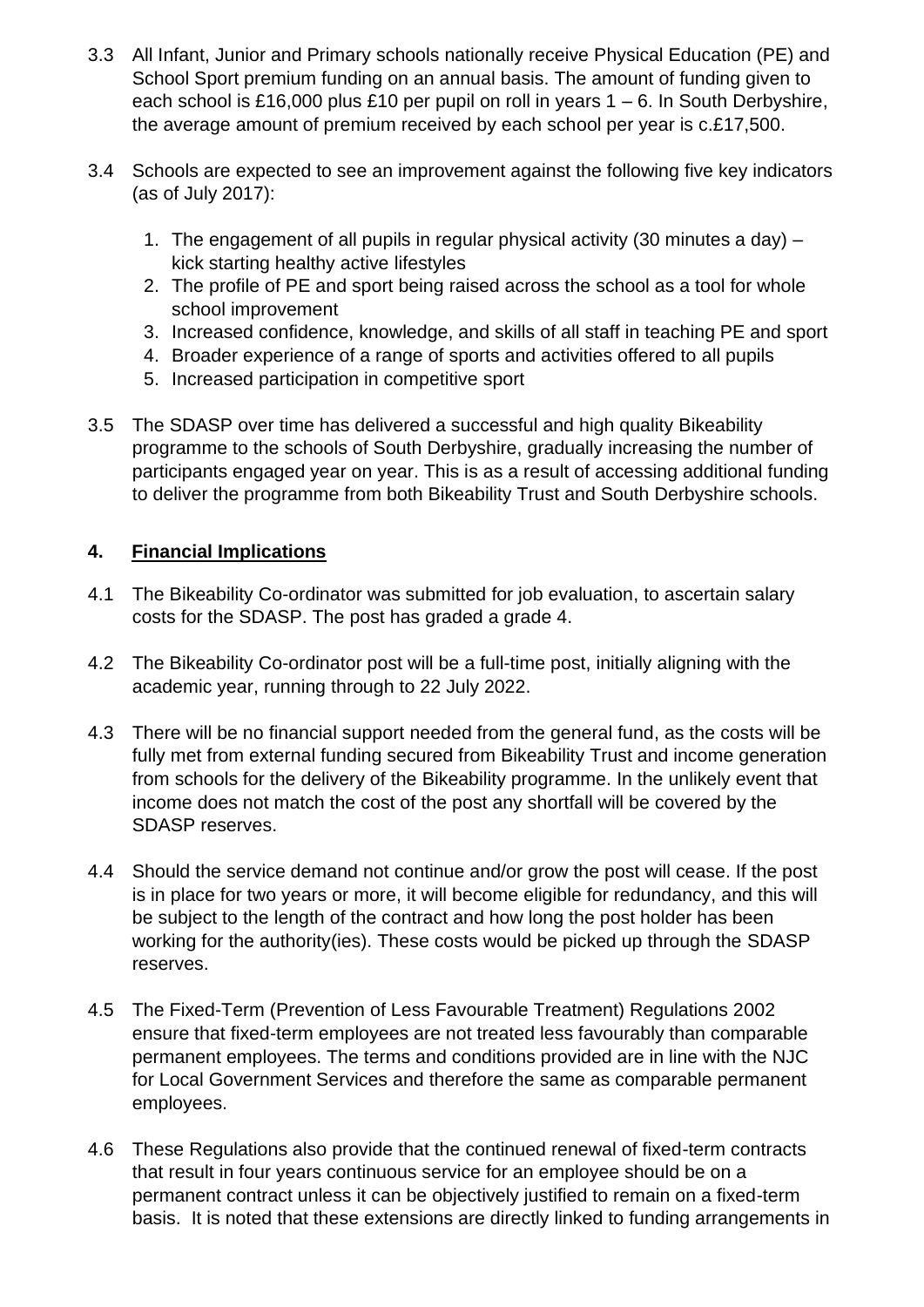3.3 All Infant, Junior and Primary schools nationally receive Physical Education (PE) and School Sport premium funding on an annual basis. The amount of funding given to each school is £16,000 plus £10 per pupil on roll in years 1 – 6. In South Derbyshire, the average amount of premium received by each school per year is c.£17,500.

3.4 Schools are expected to see an improvement against the following five key indicators (as of July 2017):

1. The engagement of all pupils in regular physical activity (30 minutes a day) – kick starting healthy active lifestyles
2. The profile of PE and sport being raised across the school as a tool for whole school improvement
3. Increased confidence, knowledge, and skills of all staff in teaching PE and sport
4. Broader experience of a range of sports and activities offered to all pupils
5. Increased participation in competitive sport

3.5 The SDASP over time has delivered a successful and high quality Bikeability programme to the schools of South Derbyshire, gradually increasing the number of participants engaged year on year. This is as a result of accessing additional funding to deliver the programme from both Bikeability Trust and South Derbyshire schools.

## 4. Financial Implications

4.1 The Bikeability Co-ordinator was submitted for job evaluation, to ascertain salary costs for the SDASP. The post has graded a grade 4.

4.2 The Bikeability Co-ordinator post will be a full-time post, initially aligning with the academic year, running through to 22 July 2022.

4.3 There will be no financial support needed from the general fund, as the costs will be fully met from external funding secured from Bikeability Trust and income generation from schools for the delivery of the Bikeability programme. In the unlikely event that income does not match the cost of the post any shortfall will be covered by the SDASP reserves.

4.4 Should the service demand not continue and/or grow the post will cease. If the post is in place for two years or more, it will become eligible for redundancy, and this will be subject to the length of the contract and how long the post holder has been working for the authority(ies). These costs would be picked up through the SDASP reserves.

4.5 The Fixed-Term (Prevention of Less Favourable Treatment) Regulations 2002 ensure that fixed-term employees are not treated less favourably than comparable permanent employees. The terms and conditions provided are in line with the NJC for Local Government Services and therefore the same as comparable permanent employees.

4.6 These Regulations also provide that the continued renewal of fixed-term contracts that result in four years continuous service for an employee should be on a permanent contract unless it can be objectively justified to remain on a fixed-term basis. It is noted that these extensions are directly linked to funding arrangements in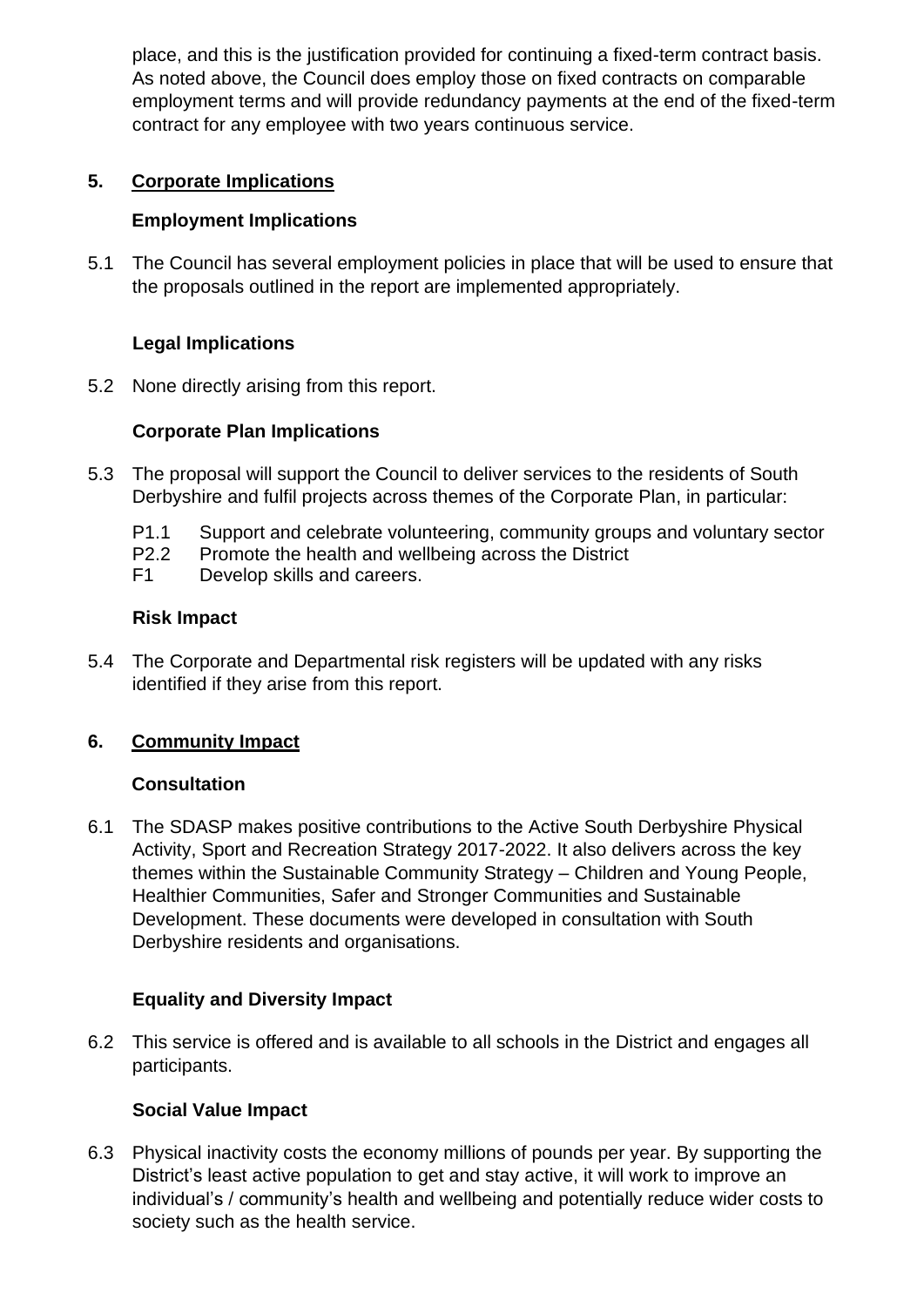place, and this is the justification provided for continuing a fixed-term contract basis. As noted above, the Council does employ those on fixed contracts on comparable employment terms and will provide redundancy payments at the end of the fixed-term contract for any employee with two years continuous service.

## 5. Corporate Implications

### Employment Implications

5.1 The Council has several employment policies in place that will be used to ensure that the proposals outlined in the report are implemented appropriately.

### Legal Implications

5.2 None directly arising from this report.

### Corporate Plan Implications

5.3 The proposal will support the Council to deliver services to the residents of South Derbyshire and fulfil projects across themes of the Corporate Plan, in particular:

- P1.1 Support and celebrate volunteering, community groups and voluntary sector
- P2.2 Promote the health and wellbeing across the District
- F1 Develop skills and careers.

### Risk Impact

5.4 The Corporate and Departmental risk registers will be updated with any risks identified if they arise from this report.

## 6. Community Impact

### Consultation

6.1 The SDASP makes positive contributions to the Active South Derbyshire Physical Activity, Sport and Recreation Strategy 2017-2022. It also delivers across the key themes within the Sustainable Community Strategy – Children and Young People, Healthier Communities, Safer and Stronger Communities and Sustainable Development. These documents were developed in consultation with South Derbyshire residents and organisations.

### Equality and Diversity Impact

6.2 This service is offered and is available to all schools in the District and engages all participants.

### Social Value Impact

6.3 Physical inactivity costs the economy millions of pounds per year. By supporting the District's least active population to get and stay active, it will work to improve an individual's / community's health and wellbeing and potentially reduce wider costs to society such as the health service.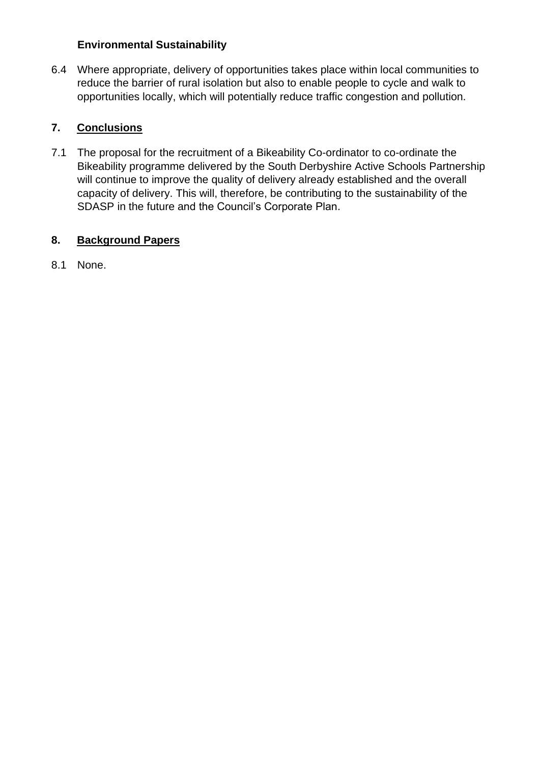**Environmental Sustainability**

6.4 Where appropriate, delivery of opportunities takes place within local communities to reduce the barrier of rural isolation but also to enable people to cycle and walk to opportunities locally, which will potentially reduce traffic congestion and pollution.

## 7. Conclusions

7.1 The proposal for the recruitment of a Bikeability Co-ordinator to co-ordinate the Bikeability programme delivered by the South Derbyshire Active Schools Partnership will continue to improve the quality of delivery already established and the overall capacity of delivery. This will, therefore, be contributing to the sustainability of the SDASP in the future and the Council's Corporate Plan.

## 8. Background Papers

8.1 None.